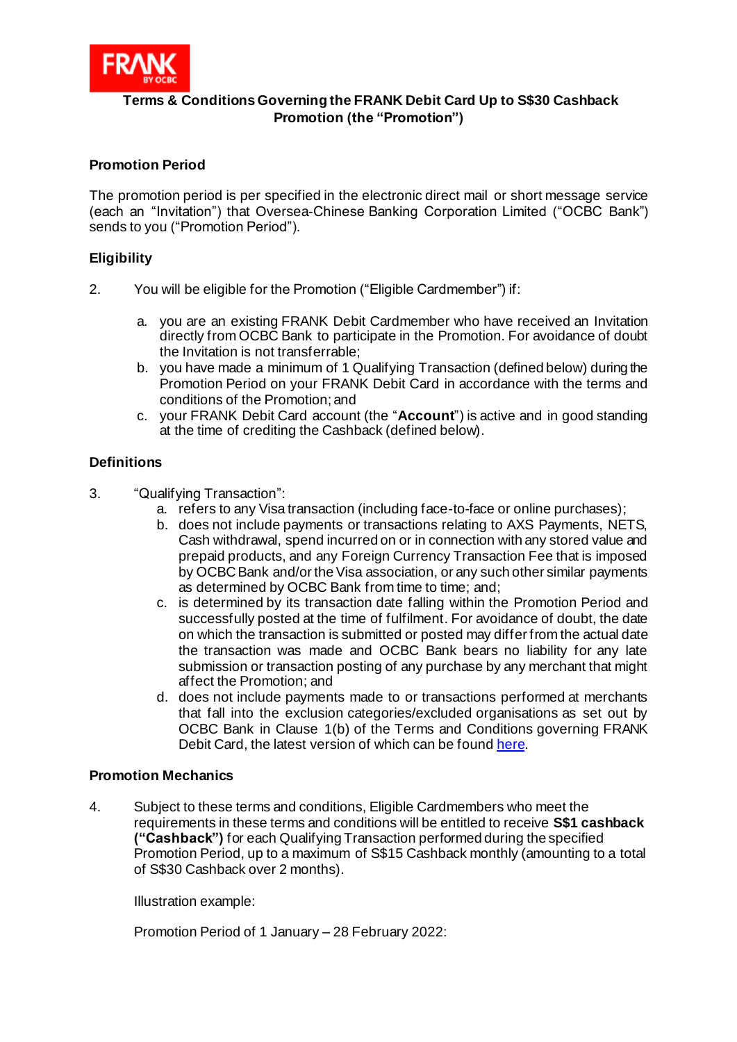**Terms & Conditions Governing the FRANK Debit Card Up to S$30 Cashback Promotion (the "Promotion")**

## Promotion Period

The promotion period is per specified in the electronic direct mail or short message service (each an "Invitation") that Oversea-Chinese Banking Corporation Limited ("OCBC Bank") sends to you ("Promotion Period").

## Eligibility

2. You will be eligible for the Promotion ("Eligible Cardmember") if:

   a. you are an existing FRANK Debit Cardmember who have received an Invitation directly from OCBC Bank to participate in the Promotion. For avoidance of doubt the Invitation is not transferrable;
   b. you have made a minimum of 1 Qualifying Transaction (defined below) during the Promotion Period on your FRANK Debit Card in accordance with the terms and conditions of the Promotion; and
   c. your FRANK Debit Card account (the "**Account**") is active and in good standing at the time of crediting the Cashback (defined below).

## Definitions

3. "Qualifying Transaction":
   a. refers to any Visa transaction (including face-to-face or online purchases);
   b. does not include payments or transactions relating to AXS Payments, NETS, Cash withdrawal, spend incurred on or in connection with any stored value and prepaid products, and any Foreign Currency Transaction Fee that is imposed by OCBC Bank and/or the Visa association, or any such other similar payments as determined by OCBC Bank from time to time; and;
   c. is determined by its transaction date falling within the Promotion Period and successfully posted at the time of fulfilment. For avoidance of doubt, the date on which the transaction is submitted or posted may differ from the actual date the transaction was made and OCBC Bank bears no liability for any late submission or transaction posting of any purchase by any merchant that might affect the Promotion; and
   d. does not include payments made to or transactions performed at merchants that fall into the exclusion categories/excluded organisations as set out by OCBC Bank in Clause 1(b) of the Terms and Conditions governing FRANK Debit Card, the latest version of which can be found here.

## Promotion Mechanics

4. Subject to these terms and conditions, Eligible Cardmembers who meet the requirements in these terms and conditions will be entitled to receive **S$1 cashback ("Cashback")** for each Qualifying Transaction performed during the specified Promotion Period, up to a maximum of S$15 Cashback monthly (amounting to a total of S$30 Cashback over 2 months).

   Illustration example:

   Promotion Period of 1 January – 28 February 2022: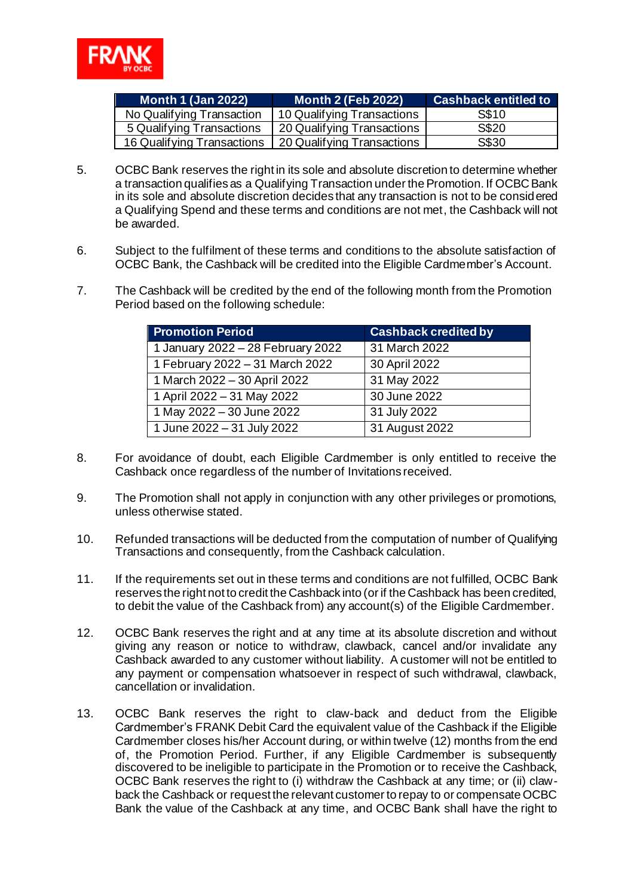| Month 1 (Jan 2022) | Month 2 (Feb 2022) | Cashback entitled to |
|---|---|---|
| No Qualifying Transaction | 10 Qualifying Transactions | S$10 |
| 5 Qualifying Transactions | 20 Qualifying Transactions | S$20 |
| 16 Qualifying Transactions | 20 Qualifying Transactions | S$30 |

5. OCBC Bank reserves the right in its sole and absolute discretion to determine whether a transaction qualifies as a Qualifying Transaction under the Promotion. If OCBC Bank in its sole and absolute discretion decides that any transaction is not to be considered a Qualifying Spend and these terms and conditions are not met, the Cashback will not be awarded.

6. Subject to the fulfilment of these terms and conditions to the absolute satisfaction of OCBC Bank, the Cashback will be credited into the Eligible Cardmember's Account.

7. The Cashback will be credited by the end of the following month from the Promotion Period based on the following schedule:

| Promotion Period | Cashback credited by |
|---|---|
| 1 January 2022 – 28 February 2022 | 31 March 2022 |
| 1 February 2022 – 31 March 2022 | 30 April 2022 |
| 1 March 2022 – 30 April 2022 | 31 May 2022 |
| 1 April 2022 – 31 May 2022 | 30 June 2022 |
| 1 May 2022 – 30 June 2022 | 31 July 2022 |
| 1 June 2022 – 31 July 2022 | 31 August 2022 |

8. For avoidance of doubt, each Eligible Cardmember is only entitled to receive the Cashback once regardless of the number of Invitations received.

9. The Promotion shall not apply in conjunction with any other privileges or promotions, unless otherwise stated.

10. Refunded transactions will be deducted from the computation of number of Qualifying Transactions and consequently, from the Cashback calculation.

11. If the requirements set out in these terms and conditions are not fulfilled, OCBC Bank reserves the right not to credit the Cashback into (or if the Cashback has been credited, to debit the value of the Cashback from) any account(s) of the Eligible Cardmember.

12. OCBC Bank reserves the right and at any time at its absolute discretion and without giving any reason or notice to withdraw, clawback, cancel and/or invalidate any Cashback awarded to any customer without liability. A customer will not be entitled to any payment or compensation whatsoever in respect of such withdrawal, clawback, cancellation or invalidation.

13. OCBC Bank reserves the right to claw-back and deduct from the Eligible Cardmember's FRANK Debit Card the equivalent value of the Cashback if the Eligible Cardmember closes his/her Account during, or within twelve (12) months from the end of, the Promotion Period. Further, if any Eligible Cardmember is subsequently discovered to be ineligible to participate in the Promotion or to receive the Cashback, OCBC Bank reserves the right to (i) withdraw the Cashback at any time; or (ii) claw-back the Cashback or request the relevant customer to repay to or compensate OCBC Bank the value of the Cashback at any time, and OCBC Bank shall have the right to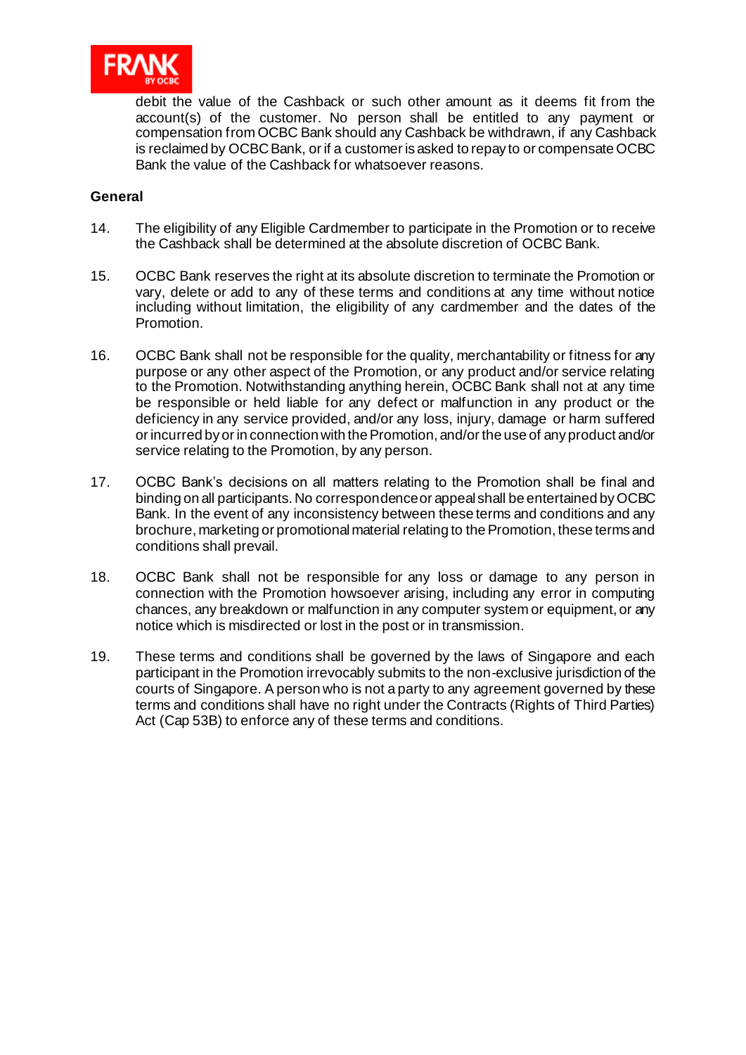debit the value of the Cashback or such other amount as it deems fit from the account(s) of the customer. No person shall be entitled to any payment or compensation from OCBC Bank should any Cashback be withdrawn, if any Cashback is reclaimed by OCBC Bank, or if a customer is asked to repay to or compensate OCBC Bank the value of the Cashback for whatsoever reasons.

**General**

14. The eligibility of any Eligible Cardmember to participate in the Promotion or to receive the Cashback shall be determined at the absolute discretion of OCBC Bank.

15. OCBC Bank reserves the right at its absolute discretion to terminate the Promotion or vary, delete or add to any of these terms and conditions at any time without notice including without limitation, the eligibility of any cardmember and the dates of the Promotion.

16. OCBC Bank shall not be responsible for the quality, merchantability or fitness for any purpose or any other aspect of the Promotion, or any product and/or service relating to the Promotion. Notwithstanding anything herein, OCBC Bank shall not at any time be responsible or held liable for any defect or malfunction in any product or the deficiency in any service provided, and/or any loss, injury, damage or harm suffered or incurred by or in connection with the Promotion, and/or the use of any product and/or service relating to the Promotion, by any person.

17. OCBC Bank's decisions on all matters relating to the Promotion shall be final and binding on all participants. No correspondence or appeal shall be entertained by OCBC Bank. In the event of any inconsistency between these terms and conditions and any brochure, marketing or promotional material relating to the Promotion, these terms and conditions shall prevail.

18. OCBC Bank shall not be responsible for any loss or damage to any person in connection with the Promotion howsoever arising, including any error in computing chances, any breakdown or malfunction in any computer system or equipment, or any notice which is misdirected or lost in the post or in transmission.

19. These terms and conditions shall be governed by the laws of Singapore and each participant in the Promotion irrevocably submits to the non-exclusive jurisdiction of the courts of Singapore. A person who is not a party to any agreement governed by these terms and conditions shall have no right under the Contracts (Rights of Third Parties) Act (Cap 53B) to enforce any of these terms and conditions.